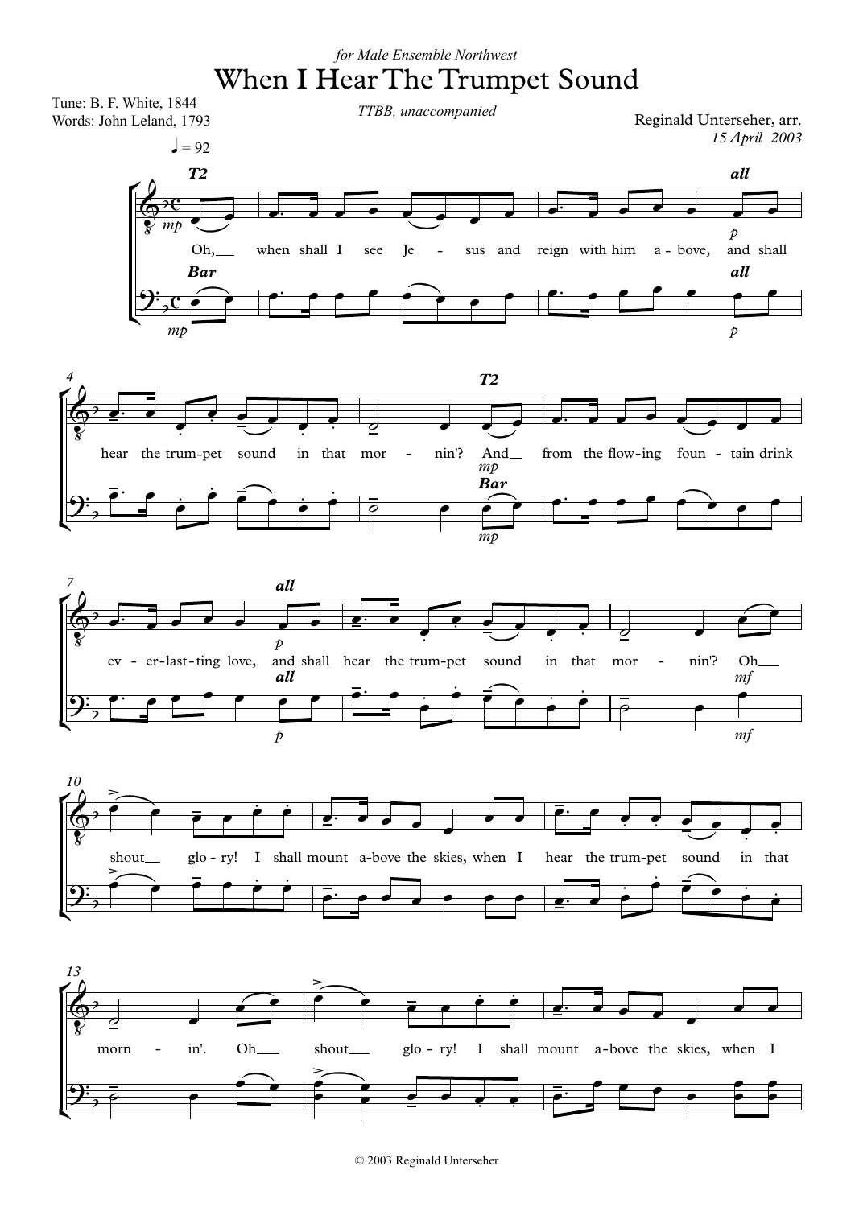*for Male Ensemble Northwest*

# When I Hear The Trumpet Sound

Tune: B. F. White, 1844
Words: John Leland, 1793

*TTBB, unaccompanied*

Reginald Unterseher, arr.
*15 April 2003*

© 2003 Reginald Unterseher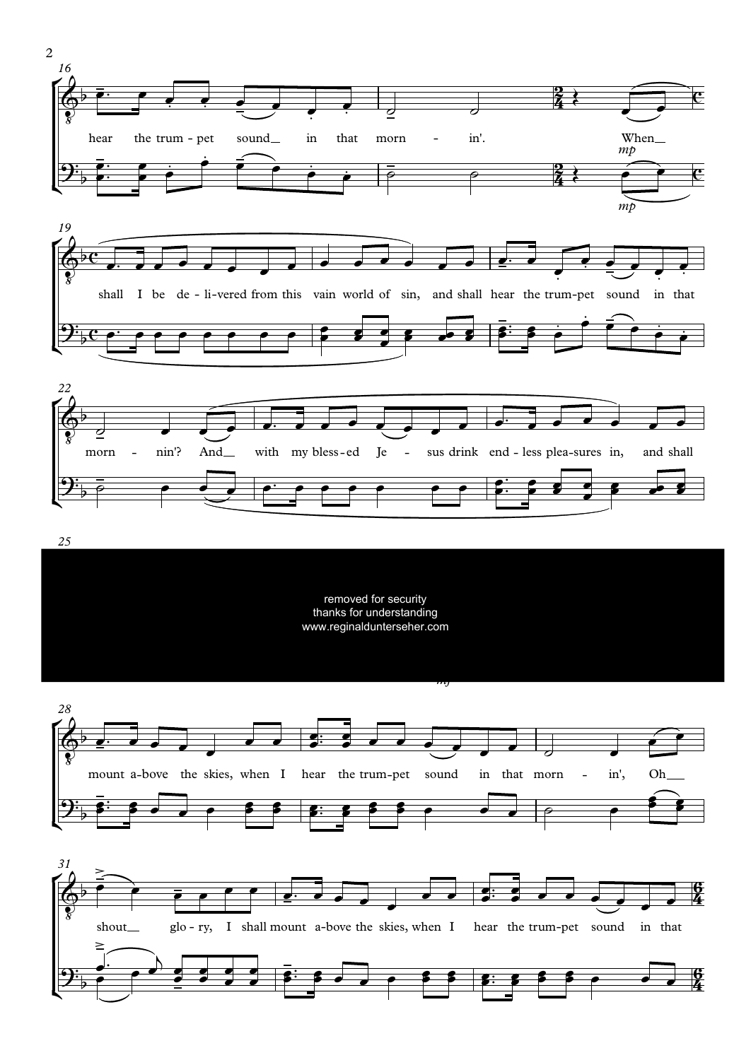16

hear the trum - pet sound__ in that morn - in'. When__

*mp*

*mp*

19

shall I be de - li-vered from this vain world of sin, and shall hear the trum-pet sound in that

22

morn - nin'? And__ with my bless-ed Je - sus drink end - less plea-sures in, and shall

25

removed for security
thanks for understanding
www.reginaldunterseher.com

28

mount a-bove the skies, when I hear the trum-pet sound in that morn - in', Oh__

31

shout__ glo - ry, I shall mount a-bove the skies, when I hear the trum-pet sound in that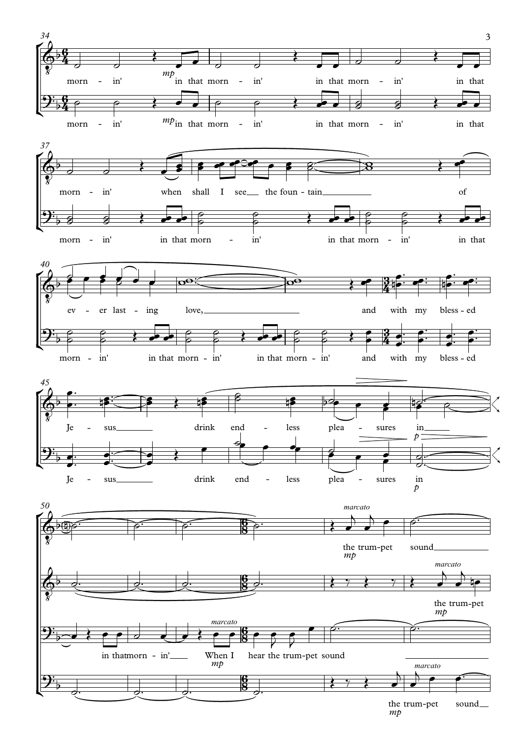34

morn - in' in that morn - in' in that morn - in' in that

*mp*

morn - in' in that morn - in' in that morn - in' in that

37

morn - in' when shall I see the foun - tain of

morn - in' in that morn - in' in that morn - in' in that

40

ev - er last - ing love, and with my bless - ed

morn - in' in that morn - in' in that morn - in' and with my bless - ed

45

Je - sus drink end - less plea - sures in

Je - sus drink end - less plea - sures in

*p*

50

*marcato*

the trum-pet sound

*mp*

*marcato*

the trum-pet

*mp*

*marcato*

in that morn - in' When I hear the trum-pet sound

*mp*

*marcato*

the trum-pet sound

*mp*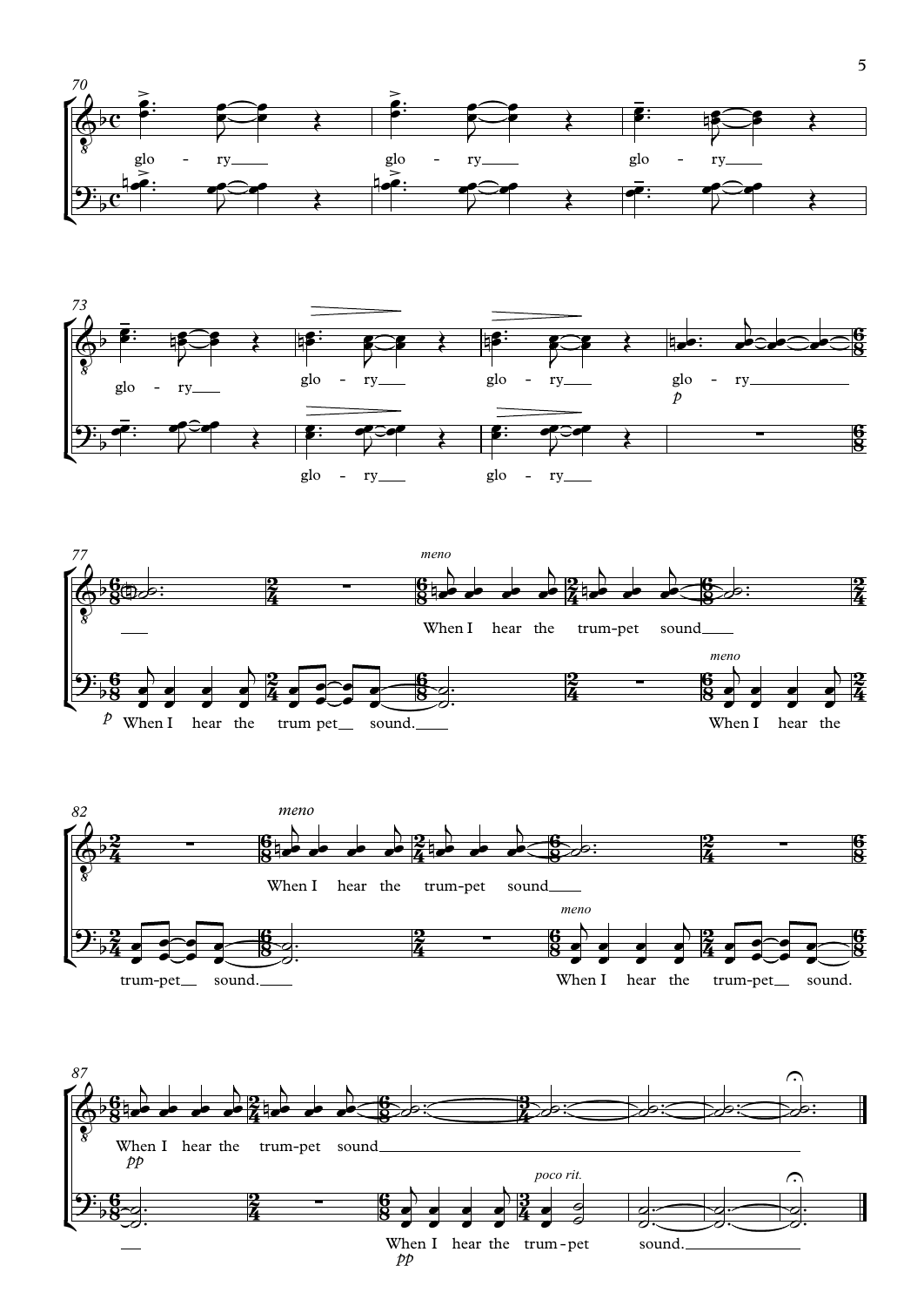glo - ry glo - ry glo - ry

glo - ry glo - ry glo - ry glo - ry

glo - ry glo - ry

When I hear the trum-pet sound

When I hear the trum pet sound.

When I hear the trum-pet sound

When I hear the trum-pet sound.

When I hear the trum-pet sound

When I hear the trum-pet sound.